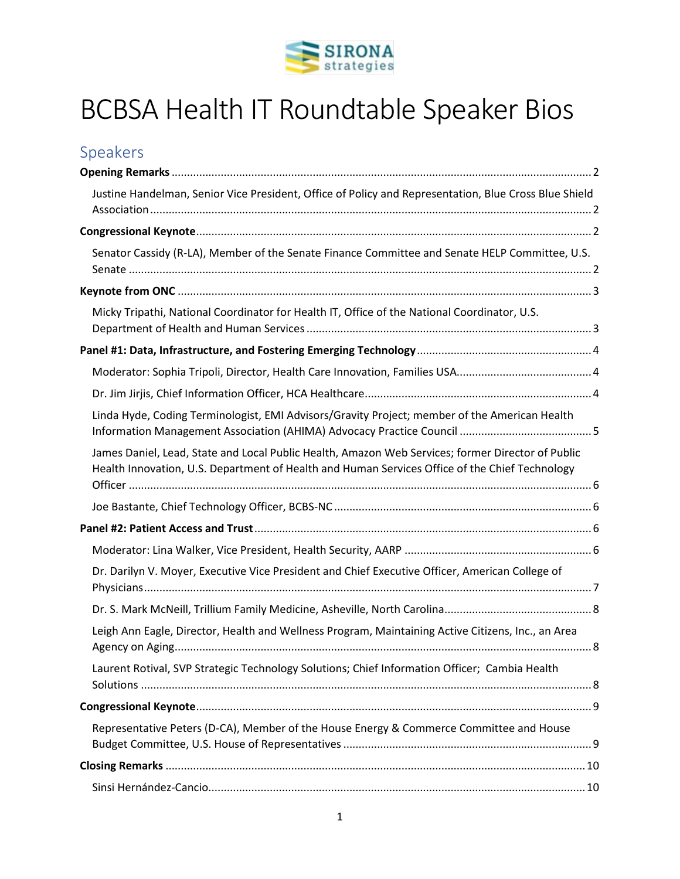# BCBSA Health IT Roundtable Speaker Bios

## Speakers

**Opening Remarks** ... 2

- Justine Handelman, Senior Vice President, Office of Policy and Representation, Blue Cross Blue Shield Association ... 2

**Congressional Keynote** ... 2

- Senator Cassidy (R-LA), Member of the Senate Finance Committee and Senate HELP Committee, U.S. Senate ... 2

**Keynote from ONC** ... 3

- Micky Tripathi, National Coordinator for Health IT, Office of the National Coordinator, U.S. Department of Health and Human Services ... 3

**Panel #1: Data, Infrastructure, and Fostering Emerging Technology** ... 4

- Moderator: Sophia Tripoli, Director, Health Care Innovation, Families USA ... 4
- Dr. Jim Jirjis, Chief Information Officer, HCA Healthcare ... 4
- Linda Hyde, Coding Terminologist, EMI Advisors/Gravity Project; member of the American Health Information Management Association (AHIMA) Advocacy Practice Council ... 5
- James Daniel, Lead, State and Local Public Health, Amazon Web Services; former Director of Public Health Innovation, U.S. Department of Health and Human Services Office of the Chief Technology Officer ... 6
- Joe Bastante, Chief Technology Officer, BCBS-NC ... 6

**Panel #2: Patient Access and Trust** ... 6

- Moderator: Lina Walker, Vice President, Health Security, AARP ... 6
- Dr. Darilyn V. Moyer, Executive Vice President and Chief Executive Officer, American College of Physicians ... 7
- Dr. S. Mark McNeill, Trillium Family Medicine, Asheville, North Carolina ... 8
- Leigh Ann Eagle, Director, Health and Wellness Program, Maintaining Active Citizens, Inc., an Area Agency on Aging ... 8
- Laurent Rotival, SVP Strategic Technology Solutions; Chief Information Officer; Cambia Health Solutions ... 8

**Congressional Keynote** ... 9

- Representative Peters (D-CA), Member of the House Energy & Commerce Committee and House Budget Committee, U.S. House of Representatives ... 9

**Closing Remarks** ... 10

- Sinsi Hernández-Cancio ... 10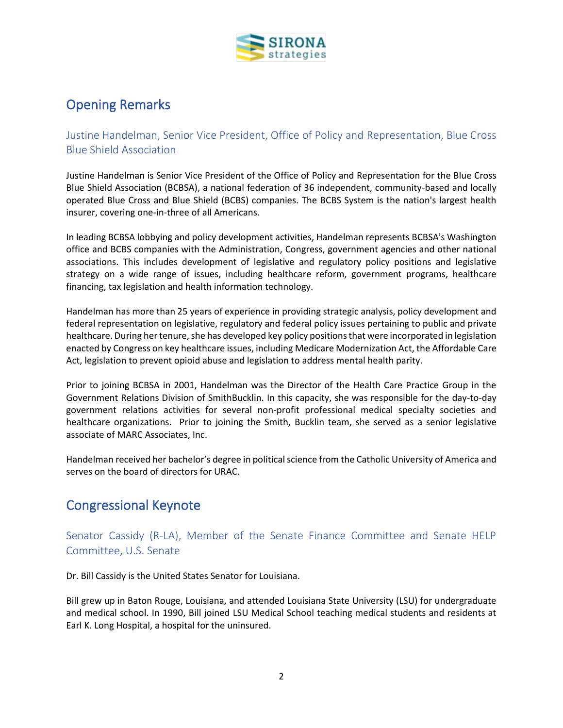## Opening Remarks

### Justine Handelman, Senior Vice President, Office of Policy and Representation, Blue Cross Blue Shield Association

Justine Handelman is Senior Vice President of the Office of Policy and Representation for the Blue Cross Blue Shield Association (BCBSA), a national federation of 36 independent, community-based and locally operated Blue Cross and Blue Shield (BCBS) companies. The BCBS System is the nation's largest health insurer, covering one-in-three of all Americans.

In leading BCBSA lobbying and policy development activities, Handelman represents BCBSA's Washington office and BCBS companies with the Administration, Congress, government agencies and other national associations. This includes development of legislative and regulatory policy positions and legislative strategy on a wide range of issues, including healthcare reform, government programs, healthcare financing, tax legislation and health information technology.

Handelman has more than 25 years of experience in providing strategic analysis, policy development and federal representation on legislative, regulatory and federal policy issues pertaining to public and private healthcare. During her tenure, she has developed key policy positions that were incorporated in legislation enacted by Congress on key healthcare issues, including Medicare Modernization Act, the Affordable Care Act, legislation to prevent opioid abuse and legislation to address mental health parity.

Prior to joining BCBSA in 2001, Handelman was the Director of the Health Care Practice Group in the Government Relations Division of SmithBucklin. In this capacity, she was responsible for the day-to-day government relations activities for several non-profit professional medical specialty societies and healthcare organizations. Prior to joining the Smith, Bucklin team, she served as a senior legislative associate of MARC Associates, Inc.

Handelman received her bachelor's degree in political science from the Catholic University of America and serves on the board of directors for URAC.

## Congressional Keynote

### Senator Cassidy (R-LA), Member of the Senate Finance Committee and Senate HELP Committee, U.S. Senate

Dr. Bill Cassidy is the United States Senator for Louisiana.

Bill grew up in Baton Rouge, Louisiana, and attended Louisiana State University (LSU) for undergraduate and medical school. In 1990, Bill joined LSU Medical School teaching medical students and residents at Earl K. Long Hospital, a hospital for the uninsured.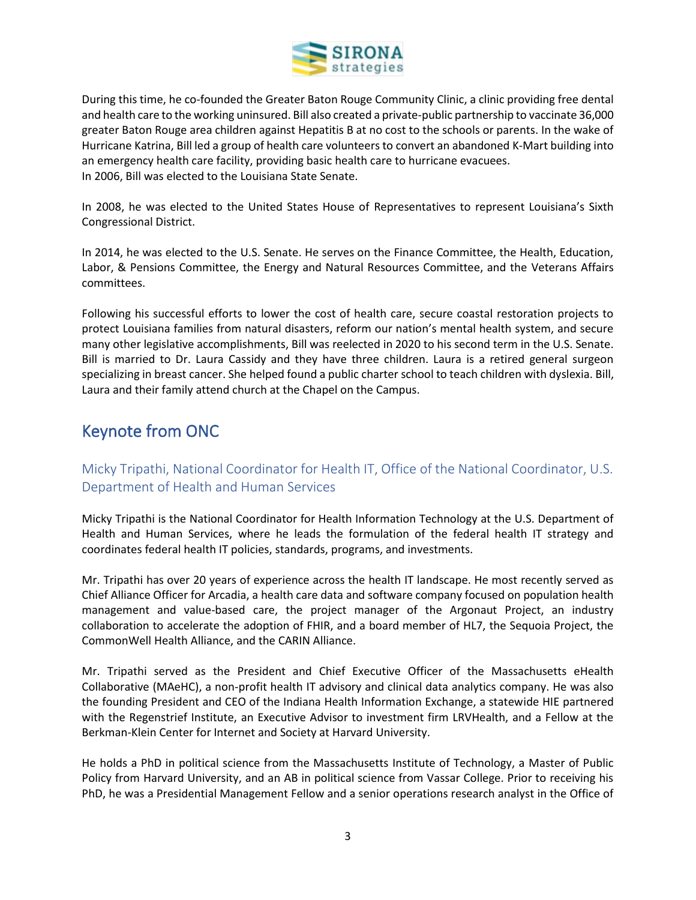During this time, he co-founded the Greater Baton Rouge Community Clinic, a clinic providing free dental and health care to the working uninsured. Bill also created a private-public partnership to vaccinate 36,000 greater Baton Rouge area children against Hepatitis B at no cost to the schools or parents. In the wake of Hurricane Katrina, Bill led a group of health care volunteers to convert an abandoned K-Mart building into an emergency health care facility, providing basic health care to hurricane evacuees.
In 2006, Bill was elected to the Louisiana State Senate.

In 2008, he was elected to the United States House of Representatives to represent Louisiana's Sixth Congressional District.

In 2014, he was elected to the U.S. Senate. He serves on the Finance Committee, the Health, Education, Labor, & Pensions Committee, the Energy and Natural Resources Committee, and the Veterans Affairs committees.

Following his successful efforts to lower the cost of health care, secure coastal restoration projects to protect Louisiana families from natural disasters, reform our nation's mental health system, and secure many other legislative accomplishments, Bill was reelected in 2020 to his second term in the U.S. Senate. Bill is married to Dr. Laura Cassidy and they have three children. Laura is a retired general surgeon specializing in breast cancer. She helped found a public charter school to teach children with dyslexia. Bill, Laura and their family attend church at the Chapel on the Campus.

## Keynote from ONC

### Micky Tripathi, National Coordinator for Health IT, Office of the National Coordinator, U.S. Department of Health and Human Services

Micky Tripathi is the National Coordinator for Health Information Technology at the U.S. Department of Health and Human Services, where he leads the formulation of the federal health IT strategy and coordinates federal health IT policies, standards, programs, and investments.

Mr. Tripathi has over 20 years of experience across the health IT landscape. He most recently served as Chief Alliance Officer for Arcadia, a health care data and software company focused on population health management and value-based care, the project manager of the Argonaut Project, an industry collaboration to accelerate the adoption of FHIR, and a board member of HL7, the Sequoia Project, the CommonWell Health Alliance, and the CARIN Alliance.

Mr. Tripathi served as the President and Chief Executive Officer of the Massachusetts eHealth Collaborative (MAeHC), a non-profit health IT advisory and clinical data analytics company. He was also the founding President and CEO of the Indiana Health Information Exchange, a statewide HIE partnered with the Regenstrief Institute, an Executive Advisor to investment firm LRVHealth, and a Fellow at the Berkman-Klein Center for Internet and Society at Harvard University.

He holds a PhD in political science from the Massachusetts Institute of Technology, a Master of Public Policy from Harvard University, and an AB in political science from Vassar College. Prior to receiving his PhD, he was a Presidential Management Fellow and a senior operations research analyst in the Office of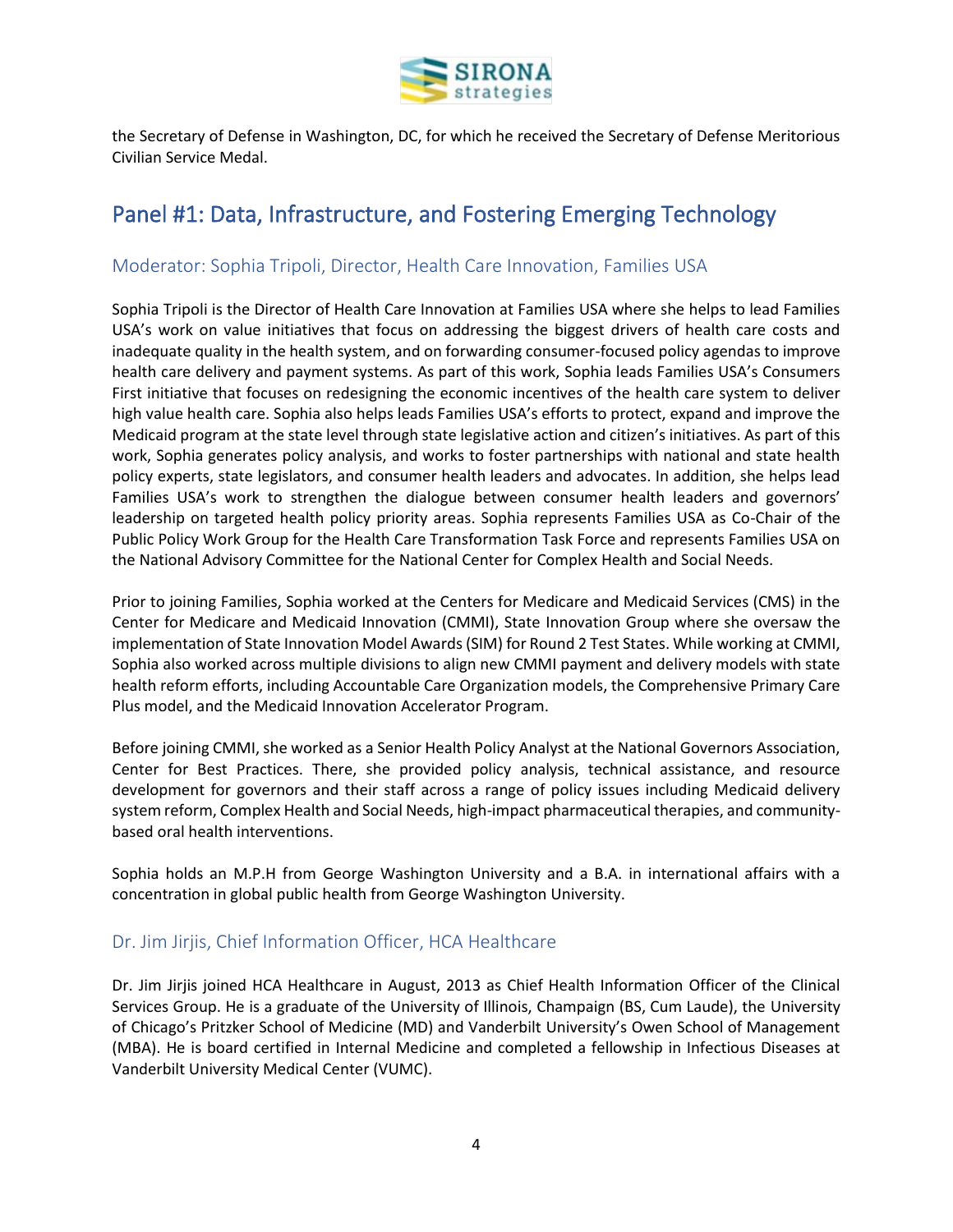the Secretary of Defense in Washington, DC, for which he received the Secretary of Defense Meritorious Civilian Service Medal.

## Panel #1: Data, Infrastructure, and Fostering Emerging Technology

### Moderator: Sophia Tripoli, Director, Health Care Innovation, Families USA

Sophia Tripoli is the Director of Health Care Innovation at Families USA where she helps to lead Families USA's work on value initiatives that focus on addressing the biggest drivers of health care costs and inadequate quality in the health system, and on forwarding consumer-focused policy agendas to improve health care delivery and payment systems. As part of this work, Sophia leads Families USA's Consumers First initiative that focuses on redesigning the economic incentives of the health care system to deliver high value health care. Sophia also helps leads Families USA's efforts to protect, expand and improve the Medicaid program at the state level through state legislative action and citizen's initiatives. As part of this work, Sophia generates policy analysis, and works to foster partnerships with national and state health policy experts, state legislators, and consumer health leaders and advocates. In addition, she helps lead Families USA's work to strengthen the dialogue between consumer health leaders and governors' leadership on targeted health policy priority areas. Sophia represents Families USA as Co-Chair of the Public Policy Work Group for the Health Care Transformation Task Force and represents Families USA on the National Advisory Committee for the National Center for Complex Health and Social Needs.

Prior to joining Families, Sophia worked at the Centers for Medicare and Medicaid Services (CMS) in the Center for Medicare and Medicaid Innovation (CMMI), State Innovation Group where she oversaw the implementation of State Innovation Model Awards (SIM) for Round 2 Test States. While working at CMMI, Sophia also worked across multiple divisions to align new CMMI payment and delivery models with state health reform efforts, including Accountable Care Organization models, the Comprehensive Primary Care Plus model, and the Medicaid Innovation Accelerator Program.

Before joining CMMI, she worked as a Senior Health Policy Analyst at the National Governors Association, Center for Best Practices. There, she provided policy analysis, technical assistance, and resource development for governors and their staff across a range of policy issues including Medicaid delivery system reform, Complex Health and Social Needs, high-impact pharmaceutical therapies, and community-based oral health interventions.

Sophia holds an M.P.H from George Washington University and a B.A. in international affairs with a concentration in global public health from George Washington University.

### Dr. Jim Jirjis, Chief Information Officer, HCA Healthcare

Dr. Jim Jirjis joined HCA Healthcare in August, 2013 as Chief Health Information Officer of the Clinical Services Group. He is a graduate of the University of Illinois, Champaign (BS, Cum Laude), the University of Chicago's Pritzker School of Medicine (MD) and Vanderbilt University's Owen School of Management (MBA). He is board certified in Internal Medicine and completed a fellowship in Infectious Diseases at Vanderbilt University Medical Center (VUMC).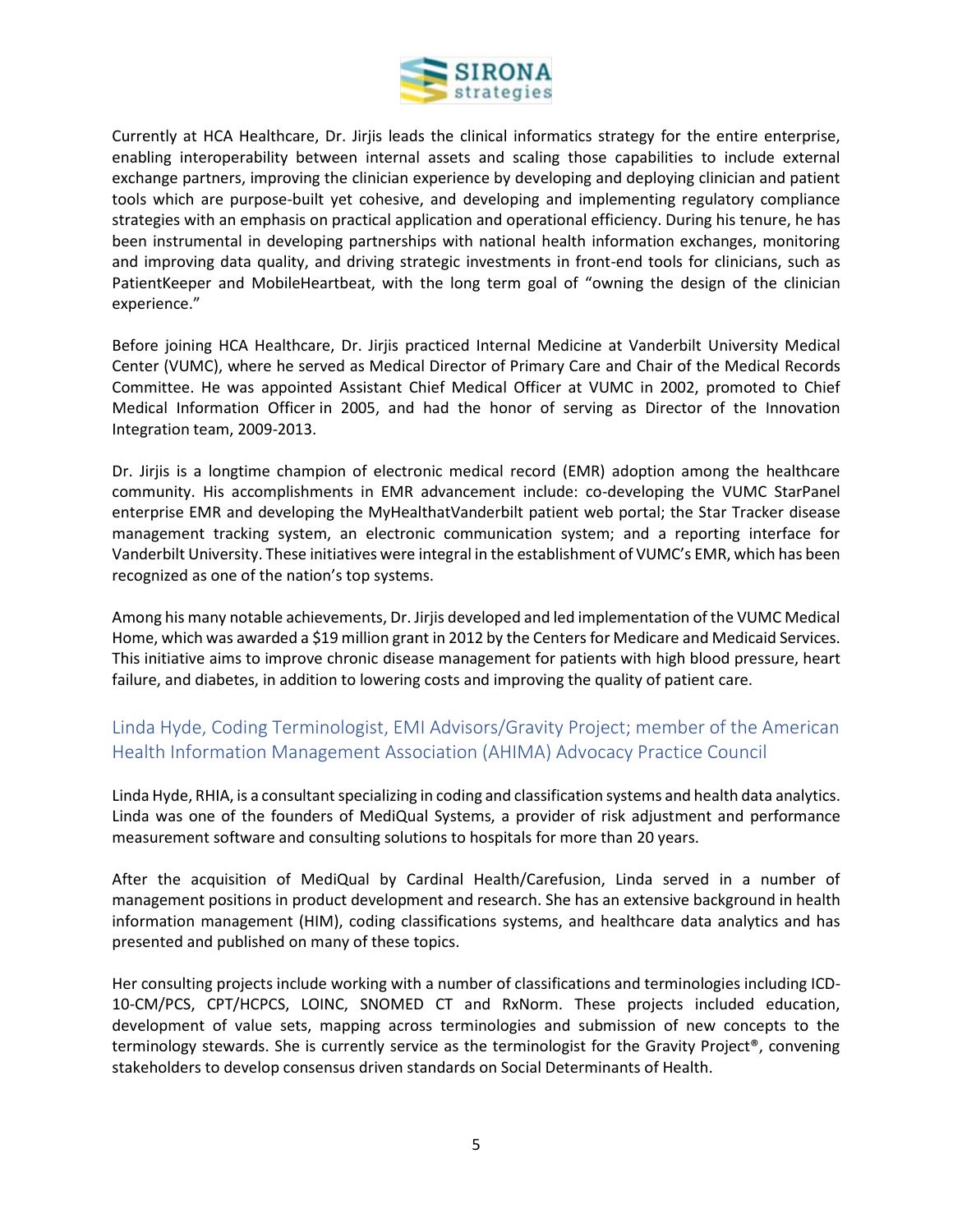Currently at HCA Healthcare, Dr. Jirjis leads the clinical informatics strategy for the entire enterprise, enabling interoperability between internal assets and scaling those capabilities to include external exchange partners, improving the clinician experience by developing and deploying clinician and patient tools which are purpose-built yet cohesive, and developing and implementing regulatory compliance strategies with an emphasis on practical application and operational efficiency. During his tenure, he has been instrumental in developing partnerships with national health information exchanges, monitoring and improving data quality, and driving strategic investments in front-end tools for clinicians, such as PatientKeeper and MobileHeartbeat, with the long term goal of "owning the design of the clinician experience."

Before joining HCA Healthcare, Dr. Jirjis practiced Internal Medicine at Vanderbilt University Medical Center (VUMC), where he served as Medical Director of Primary Care and Chair of the Medical Records Committee. He was appointed Assistant Chief Medical Officer at VUMC in 2002, promoted to Chief Medical Information Officer in 2005, and had the honor of serving as Director of the Innovation Integration team, 2009-2013.

Dr. Jirjis is a longtime champion of electronic medical record (EMR) adoption among the healthcare community. His accomplishments in EMR advancement include: co-developing the VUMC StarPanel enterprise EMR and developing the MyHealthatVanderbilt patient web portal; the Star Tracker disease management tracking system, an electronic communication system; and a reporting interface for Vanderbilt University. These initiatives were integral in the establishment of VUMC's EMR, which has been recognized as one of the nation's top systems.

Among his many notable achievements, Dr. Jirjis developed and led implementation of the VUMC Medical Home, which was awarded a $19 million grant in 2012 by the Centers for Medicare and Medicaid Services. This initiative aims to improve chronic disease management for patients with high blood pressure, heart failure, and diabetes, in addition to lowering costs and improving the quality of patient care.

## Linda Hyde, Coding Terminologist, EMI Advisors/Gravity Project; member of the American Health Information Management Association (AHIMA) Advocacy Practice Council

Linda Hyde, RHIA, is a consultant specializing in coding and classification systems and health data analytics. Linda was one of the founders of MediQual Systems, a provider of risk adjustment and performance measurement software and consulting solutions to hospitals for more than 20 years.

After the acquisition of MediQual by Cardinal Health/Carefusion, Linda served in a number of management positions in product development and research. She has an extensive background in health information management (HIM), coding classifications systems, and healthcare data analytics and has presented and published on many of these topics.

Her consulting projects include working with a number of classifications and terminologies including ICD-10-CM/PCS, CPT/HCPCS, LOINC, SNOMED CT and RxNorm. These projects included education, development of value sets, mapping across terminologies and submission of new concepts to the terminology stewards. She is currently service as the terminologist for the Gravity Project®, convening stakeholders to develop consensus driven standards on Social Determinants of Health.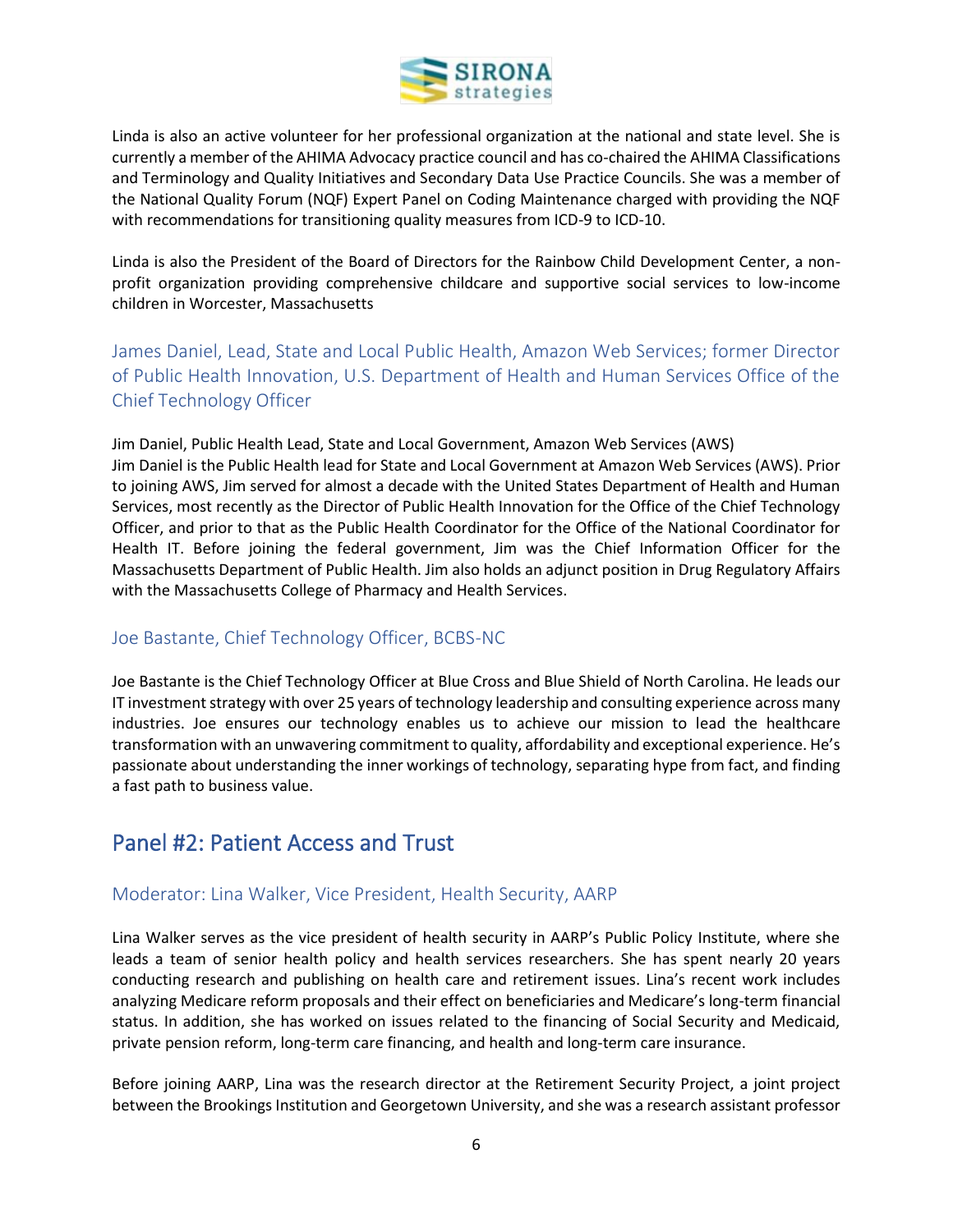Linda is also an active volunteer for her professional organization at the national and state level. She is currently a member of the AHIMA Advocacy practice council and has co-chaired the AHIMA Classifications and Terminology and Quality Initiatives and Secondary Data Use Practice Councils. She was a member of the National Quality Forum (NQF) Expert Panel on Coding Maintenance charged with providing the NQF with recommendations for transitioning quality measures from ICD-9 to ICD-10.

Linda is also the President of the Board of Directors for the Rainbow Child Development Center, a non-profit organization providing comprehensive childcare and supportive social services to low-income children in Worcester, Massachusetts

### James Daniel, Lead, State and Local Public Health, Amazon Web Services; former Director of Public Health Innovation, U.S. Department of Health and Human Services Office of the Chief Technology Officer

Jim Daniel, Public Health Lead, State and Local Government, Amazon Web Services (AWS)
Jim Daniel is the Public Health lead for State and Local Government at Amazon Web Services (AWS). Prior to joining AWS, Jim served for almost a decade with the United States Department of Health and Human Services, most recently as the Director of Public Health Innovation for the Office of the Chief Technology Officer, and prior to that as the Public Health Coordinator for the Office of the National Coordinator for Health IT. Before joining the federal government, Jim was the Chief Information Officer for the Massachusetts Department of Public Health. Jim also holds an adjunct position in Drug Regulatory Affairs with the Massachusetts College of Pharmacy and Health Services.

### Joe Bastante, Chief Technology Officer, BCBS-NC

Joe Bastante is the Chief Technology Officer at Blue Cross and Blue Shield of North Carolina. He leads our IT investment strategy with over 25 years of technology leadership and consulting experience across many industries. Joe ensures our technology enables us to achieve our mission to lead the healthcare transformation with an unwavering commitment to quality, affordability and exceptional experience. He's passionate about understanding the inner workings of technology, separating hype from fact, and finding a fast path to business value.

## Panel #2: Patient Access and Trust

### Moderator: Lina Walker, Vice President, Health Security, AARP

Lina Walker serves as the vice president of health security in AARP's Public Policy Institute, where she leads a team of senior health policy and health services researchers. She has spent nearly 20 years conducting research and publishing on health care and retirement issues. Lina's recent work includes analyzing Medicare reform proposals and their effect on beneficiaries and Medicare's long-term financial status. In addition, she has worked on issues related to the financing of Social Security and Medicaid, private pension reform, long-term care financing, and health and long-term care insurance.

Before joining AARP, Lina was the research director at the Retirement Security Project, a joint project between the Brookings Institution and Georgetown University, and she was a research assistant professor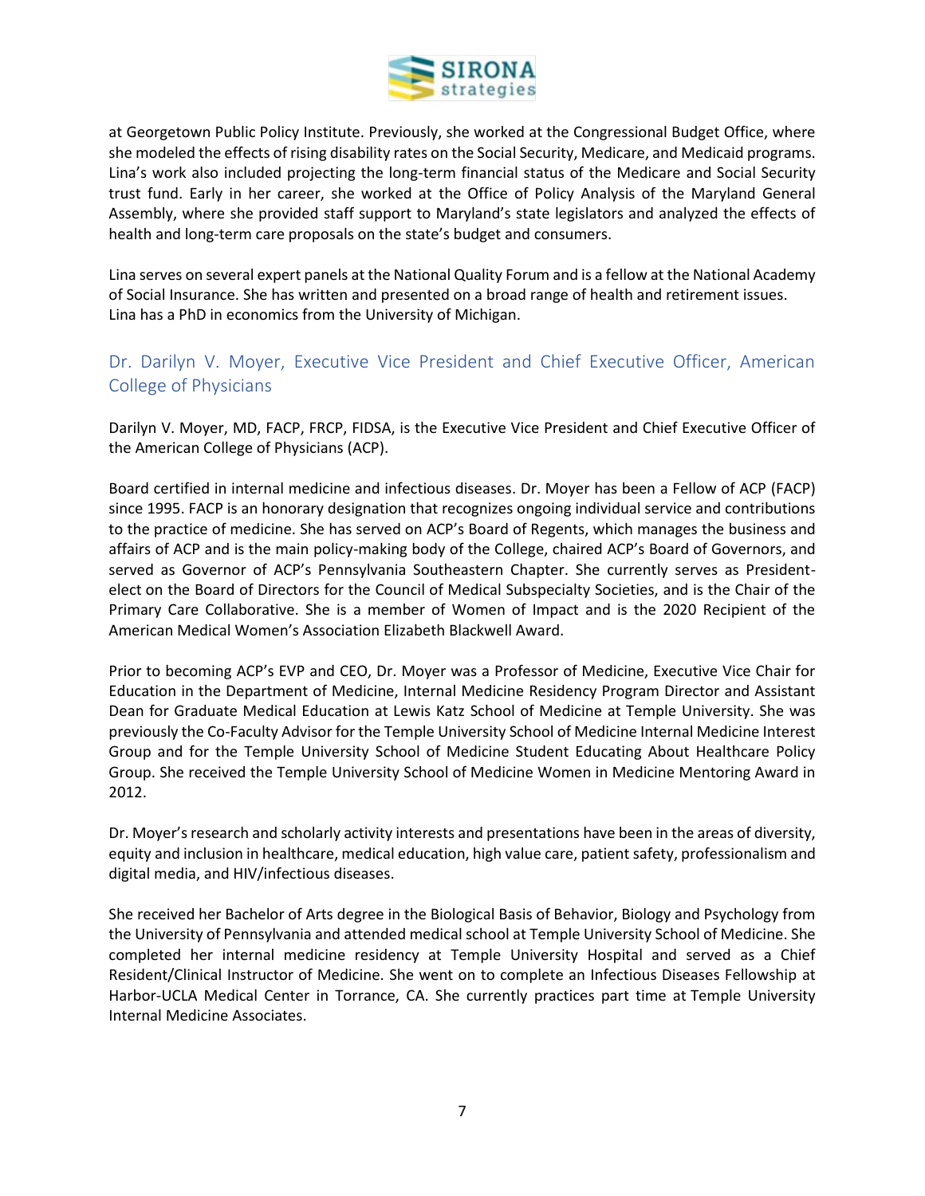at Georgetown Public Policy Institute. Previously, she worked at the Congressional Budget Office, where she modeled the effects of rising disability rates on the Social Security, Medicare, and Medicaid programs. Lina's work also included projecting the long-term financial status of the Medicare and Social Security trust fund. Early in her career, she worked at the Office of Policy Analysis of the Maryland General Assembly, where she provided staff support to Maryland's state legislators and analyzed the effects of health and long-term care proposals on the state's budget and consumers.

Lina serves on several expert panels at the National Quality Forum and is a fellow at the National Academy of Social Insurance. She has written and presented on a broad range of health and retirement issues. Lina has a PhD in economics from the University of Michigan.

## Dr. Darilyn V. Moyer, Executive Vice President and Chief Executive Officer, American College of Physicians

Darilyn V. Moyer, MD, FACP, FRCP, FIDSA, is the Executive Vice President and Chief Executive Officer of the American College of Physicians (ACP).

Board certified in internal medicine and infectious diseases. Dr. Moyer has been a Fellow of ACP (FACP) since 1995. FACP is an honorary designation that recognizes ongoing individual service and contributions to the practice of medicine. She has served on ACP's Board of Regents, which manages the business and affairs of ACP and is the main policy-making body of the College, chaired ACP's Board of Governors, and served as Governor of ACP's Pennsylvania Southeastern Chapter. She currently serves as President-elect on the Board of Directors for the Council of Medical Subspecialty Societies, and is the Chair of the Primary Care Collaborative. She is a member of Women of Impact and is the 2020 Recipient of the American Medical Women's Association Elizabeth Blackwell Award.

Prior to becoming ACP's EVP and CEO, Dr. Moyer was a Professor of Medicine, Executive Vice Chair for Education in the Department of Medicine, Internal Medicine Residency Program Director and Assistant Dean for Graduate Medical Education at Lewis Katz School of Medicine at Temple University. She was previously the Co-Faculty Advisor for the Temple University School of Medicine Internal Medicine Interest Group and for the Temple University School of Medicine Student Educating About Healthcare Policy Group. She received the Temple University School of Medicine Women in Medicine Mentoring Award in 2012.

Dr. Moyer's research and scholarly activity interests and presentations have been in the areas of diversity, equity and inclusion in healthcare, medical education, high value care, patient safety, professionalism and digital media, and HIV/infectious diseases.

She received her Bachelor of Arts degree in the Biological Basis of Behavior, Biology and Psychology from the University of Pennsylvania and attended medical school at Temple University School of Medicine. She completed her internal medicine residency at Temple University Hospital and served as a Chief Resident/Clinical Instructor of Medicine. She went on to complete an Infectious Diseases Fellowship at Harbor-UCLA Medical Center in Torrance, CA. She currently practices part time at Temple University Internal Medicine Associates.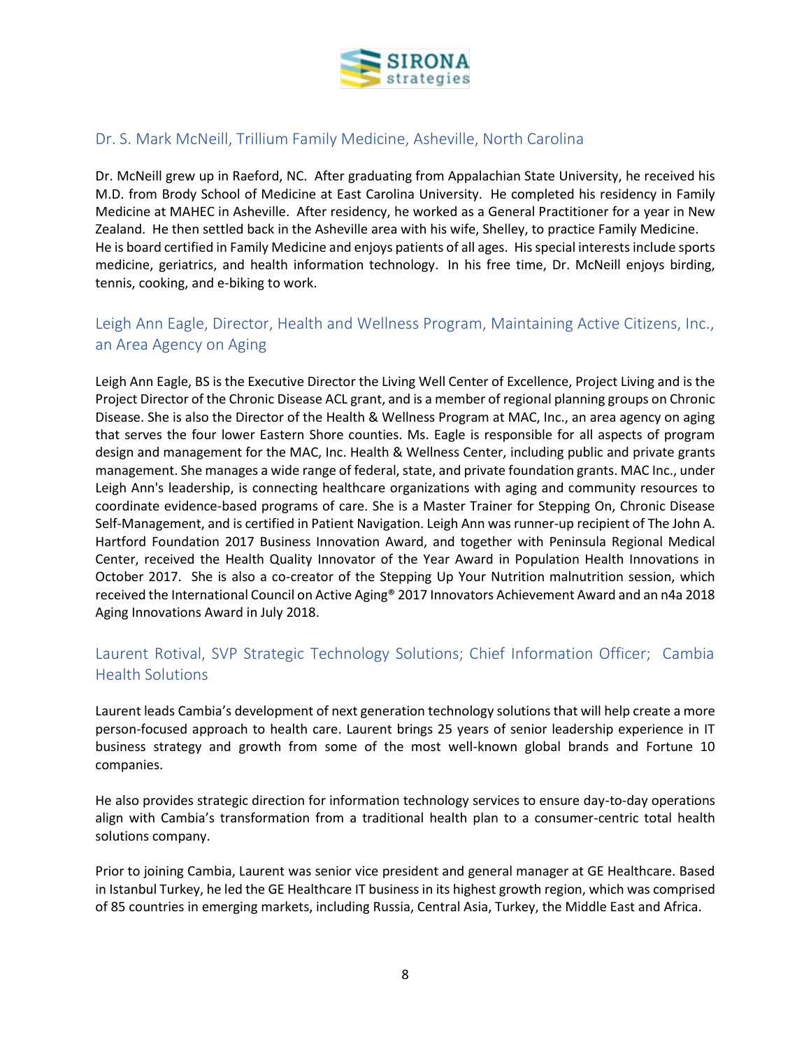## Dr. S. Mark McNeill, Trillium Family Medicine, Asheville, North Carolina

Dr. McNeill grew up in Raeford, NC. After graduating from Appalachian State University, he received his M.D. from Brody School of Medicine at East Carolina University. He completed his residency in Family Medicine at MAHEC in Asheville. After residency, he worked as a General Practitioner for a year in New Zealand. He then settled back in the Asheville area with his wife, Shelley, to practice Family Medicine. He is board certified in Family Medicine and enjoys patients of all ages. His special interests include sports medicine, geriatrics, and health information technology. In his free time, Dr. McNeill enjoys birding, tennis, cooking, and e-biking to work.

## Leigh Ann Eagle, Director, Health and Wellness Program, Maintaining Active Citizens, Inc., an Area Agency on Aging

Leigh Ann Eagle, BS is the Executive Director the Living Well Center of Excellence, Project Living and is the Project Director of the Chronic Disease ACL grant, and is a member of regional planning groups on Chronic Disease. She is also the Director of the Health & Wellness Program at MAC, Inc., an area agency on aging that serves the four lower Eastern Shore counties. Ms. Eagle is responsible for all aspects of program design and management for the MAC, Inc. Health & Wellness Center, including public and private grants management. She manages a wide range of federal, state, and private foundation grants. MAC Inc., under Leigh Ann's leadership, is connecting healthcare organizations with aging and community resources to coordinate evidence-based programs of care. She is a Master Trainer for Stepping On, Chronic Disease Self-Management, and is certified in Patient Navigation. Leigh Ann was runner-up recipient of The John A. Hartford Foundation 2017 Business Innovation Award, and together with Peninsula Regional Medical Center, received the Health Quality Innovator of the Year Award in Population Health Innovations in October 2017. She is also a co-creator of the Stepping Up Your Nutrition malnutrition session, which received the International Council on Active Aging® 2017 Innovators Achievement Award and an n4a 2018 Aging Innovations Award in July 2018.

## Laurent Rotival, SVP Strategic Technology Solutions; Chief Information Officer; Cambia Health Solutions

Laurent leads Cambia's development of next generation technology solutions that will help create a more person-focused approach to health care. Laurent brings 25 years of senior leadership experience in IT business strategy and growth from some of the most well-known global brands and Fortune 10 companies.

He also provides strategic direction for information technology services to ensure day-to-day operations align with Cambia's transformation from a traditional health plan to a consumer-centric total health solutions company.

Prior to joining Cambia, Laurent was senior vice president and general manager at GE Healthcare. Based in Istanbul Turkey, he led the GE Healthcare IT business in its highest growth region, which was comprised of 85 countries in emerging markets, including Russia, Central Asia, Turkey, the Middle East and Africa.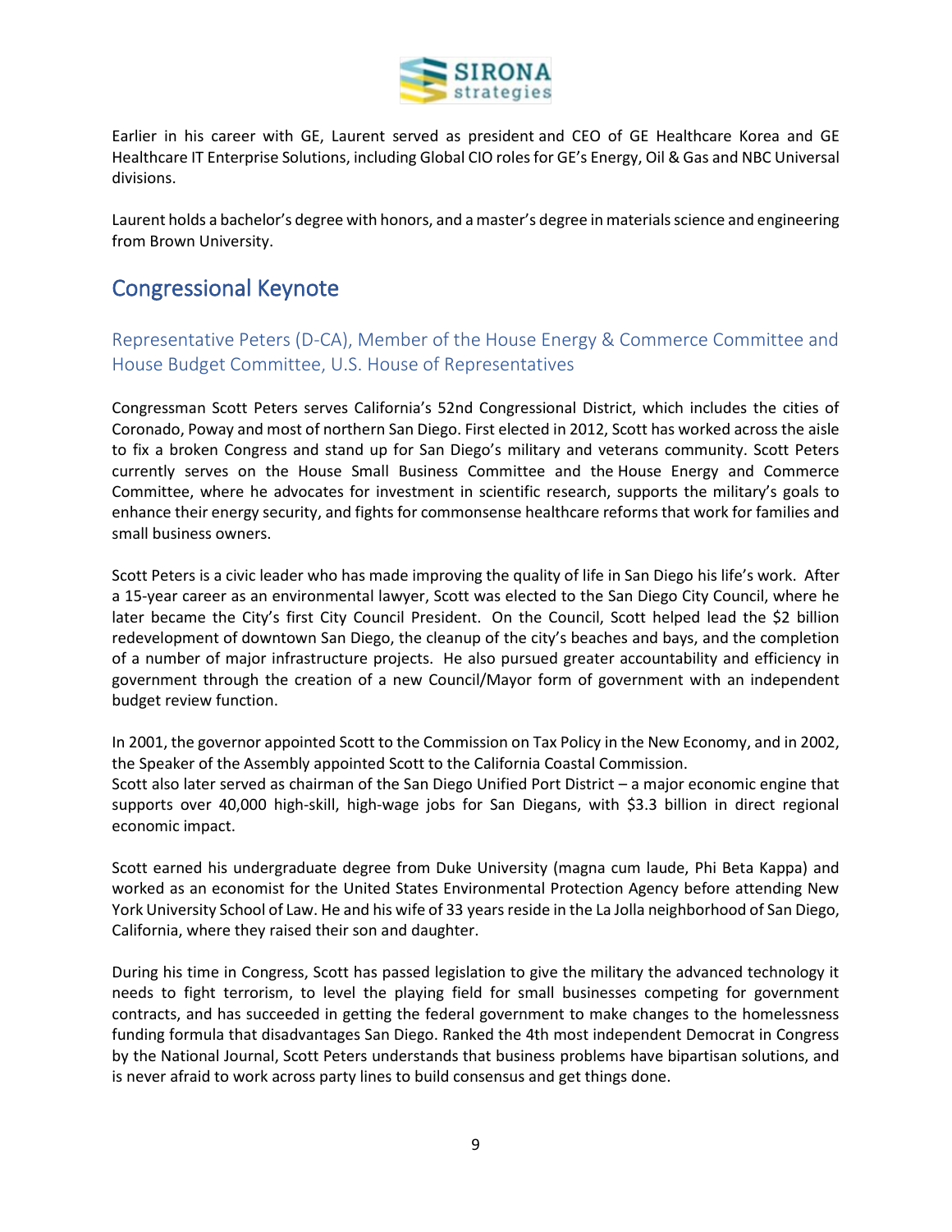Earlier in his career with GE, Laurent served as president and CEO of GE Healthcare Korea and GE Healthcare IT Enterprise Solutions, including Global CIO roles for GE's Energy, Oil & Gas and NBC Universal divisions.

Laurent holds a bachelor's degree with honors, and a master's degree in materials science and engineering from Brown University.

## Congressional Keynote

### Representative Peters (D-CA), Member of the House Energy & Commerce Committee and House Budget Committee, U.S. House of Representatives

Congressman Scott Peters serves California's 52nd Congressional District, which includes the cities of Coronado, Poway and most of northern San Diego. First elected in 2012, Scott has worked across the aisle to fix a broken Congress and stand up for San Diego's military and veterans community. Scott Peters currently serves on the House Small Business Committee and the House Energy and Commerce Committee, where he advocates for investment in scientific research, supports the military's goals to enhance their energy security, and fights for commonsense healthcare reforms that work for families and small business owners.

Scott Peters is a civic leader who has made improving the quality of life in San Diego his life's work. After a 15-year career as an environmental lawyer, Scott was elected to the San Diego City Council, where he later became the City's first City Council President. On the Council, Scott helped lead the $2 billion redevelopment of downtown San Diego, the cleanup of the city's beaches and bays, and the completion of a number of major infrastructure projects. He also pursued greater accountability and efficiency in government through the creation of a new Council/Mayor form of government with an independent budget review function.

In 2001, the governor appointed Scott to the Commission on Tax Policy in the New Economy, and in 2002, the Speaker of the Assembly appointed Scott to the California Coastal Commission.
Scott also later served as chairman of the San Diego Unified Port District – a major economic engine that supports over 40,000 high-skill, high-wage jobs for San Diegans, with $3.3 billion in direct regional economic impact.

Scott earned his undergraduate degree from Duke University (magna cum laude, Phi Beta Kappa) and worked as an economist for the United States Environmental Protection Agency before attending New York University School of Law. He and his wife of 33 years reside in the La Jolla neighborhood of San Diego, California, where they raised their son and daughter.

During his time in Congress, Scott has passed legislation to give the military the advanced technology it needs to fight terrorism, to level the playing field for small businesses competing for government contracts, and has succeeded in getting the federal government to make changes to the homelessness funding formula that disadvantages San Diego. Ranked the 4th most independent Democrat in Congress by the National Journal, Scott Peters understands that business problems have bipartisan solutions, and is never afraid to work across party lines to build consensus and get things done.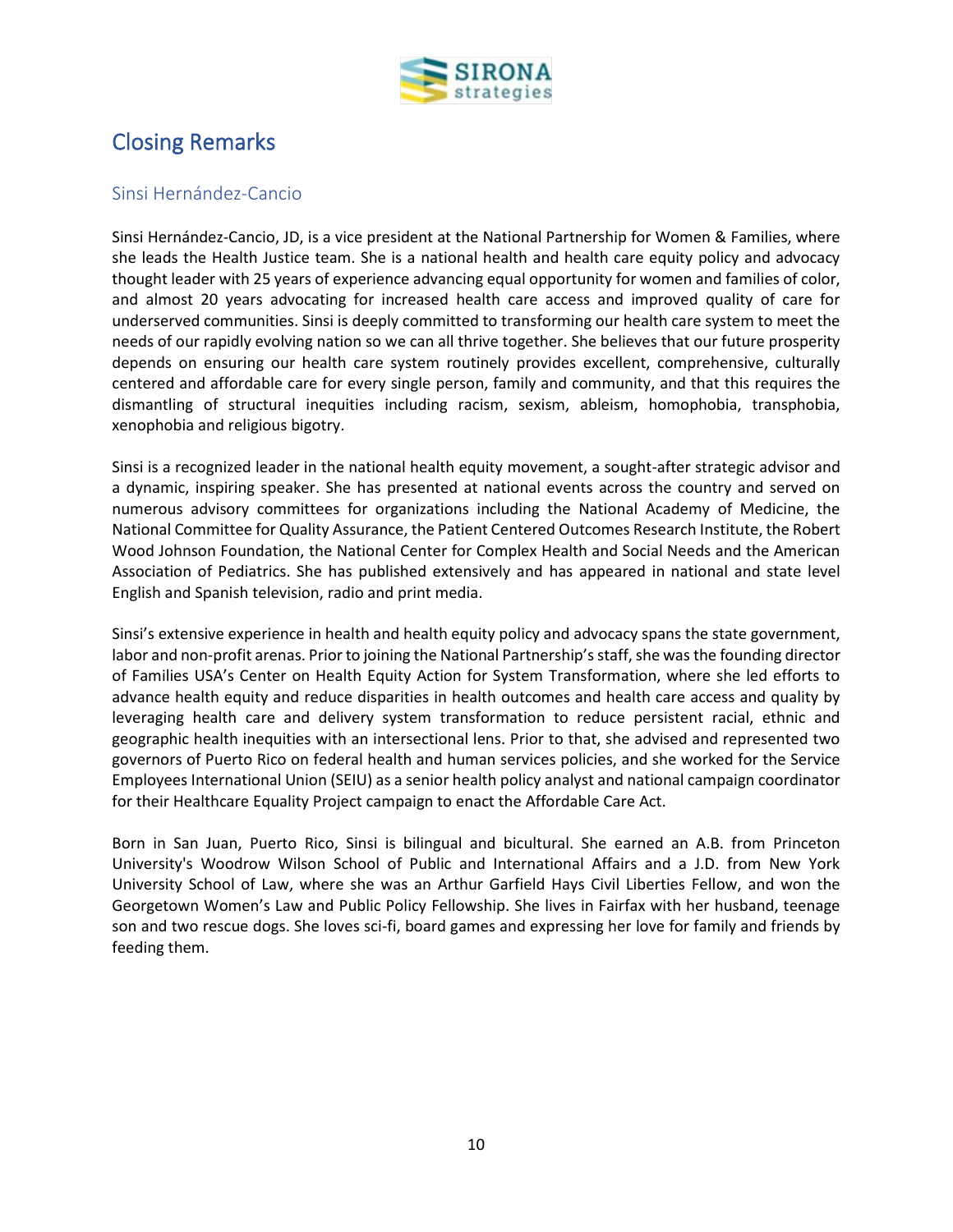## Closing Remarks

### Sinsi Hernández-Cancio

Sinsi Hernández-Cancio, JD, is a vice president at the National Partnership for Women & Families, where she leads the Health Justice team. She is a national health and health care equity policy and advocacy thought leader with 25 years of experience advancing equal opportunity for women and families of color, and almost 20 years advocating for increased health care access and improved quality of care for underserved communities. Sinsi is deeply committed to transforming our health care system to meet the needs of our rapidly evolving nation so we can all thrive together. She believes that our future prosperity depends on ensuring our health care system routinely provides excellent, comprehensive, culturally centered and affordable care for every single person, family and community, and that this requires the dismantling of structural inequities including racism, sexism, ableism, homophobia, transphobia, xenophobia and religious bigotry.

Sinsi is a recognized leader in the national health equity movement, a sought-after strategic advisor and a dynamic, inspiring speaker. She has presented at national events across the country and served on numerous advisory committees for organizations including the National Academy of Medicine, the National Committee for Quality Assurance, the Patient Centered Outcomes Research Institute, the Robert Wood Johnson Foundation, the National Center for Complex Health and Social Needs and the American Association of Pediatrics. She has published extensively and has appeared in national and state level English and Spanish television, radio and print media.

Sinsi's extensive experience in health and health equity policy and advocacy spans the state government, labor and non-profit arenas. Prior to joining the National Partnership's staff, she was the founding director of Families USA's Center on Health Equity Action for System Transformation, where she led efforts to advance health equity and reduce disparities in health outcomes and health care access and quality by leveraging health care and delivery system transformation to reduce persistent racial, ethnic and geographic health inequities with an intersectional lens. Prior to that, she advised and represented two governors of Puerto Rico on federal health and human services policies, and she worked for the Service Employees International Union (SEIU) as a senior health policy analyst and national campaign coordinator for their Healthcare Equality Project campaign to enact the Affordable Care Act.

Born in San Juan, Puerto Rico, Sinsi is bilingual and bicultural. She earned an A.B. from Princeton University's Woodrow Wilson School of Public and International Affairs and a J.D. from New York University School of Law, where she was an Arthur Garfield Hays Civil Liberties Fellow, and won the Georgetown Women's Law and Public Policy Fellowship. She lives in Fairfax with her husband, teenage son and two rescue dogs. She loves sci-fi, board games and expressing her love for family and friends by feeding them.